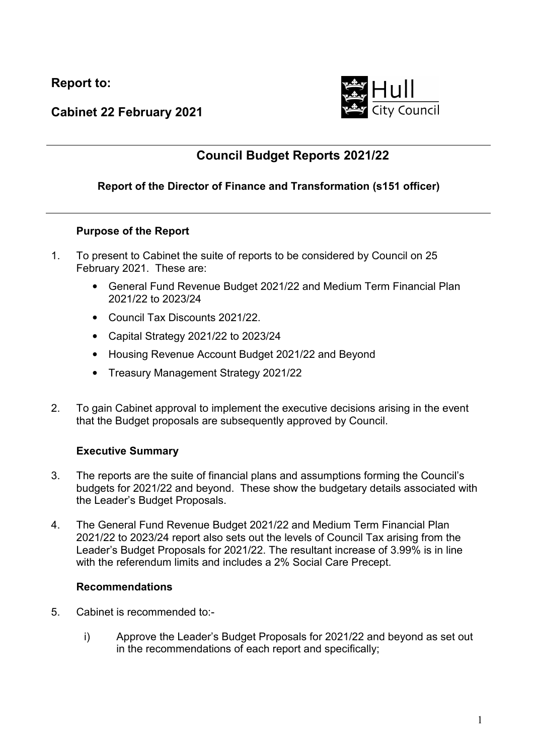**Report to:**

**Cabinet 22 February 2021**

Hull City Council

# Council Budget Reports 2021/22

### Report of the Director of Finance and Transformation (s151 officer)

**Purpose of the Report**

1. To present to Cabinet the suite of reports to be considered by Council on 25 February 2021. These are:

    - General Fund Revenue Budget 2021/22 and Medium Term Financial Plan 2021/22 to 2023/24
    - Council Tax Discounts 2021/22.
    - Capital Strategy 2021/22 to 2023/24
    - Housing Revenue Account Budget 2021/22 and Beyond
    - Treasury Management Strategy 2021/22

2. To gain Cabinet approval to implement the executive decisions arising in the event that the Budget proposals are subsequently approved by Council.

**Executive Summary**

3. The reports are the suite of financial plans and assumptions forming the Council's budgets for 2021/22 and beyond. These show the budgetary details associated with the Leader's Budget Proposals.

4. The General Fund Revenue Budget 2021/22 and Medium Term Financial Plan 2021/22 to 2023/24 report also sets out the levels of Council Tax arising from the Leader's Budget Proposals for 2021/22. The resultant increase of 3.99% is in line with the referendum limits and includes a 2% Social Care Precept.

**Recommendations**

5. Cabinet is recommended to:-

    i) Approve the Leader's Budget Proposals for 2021/22 and beyond as set out in the recommendations of each report and specifically;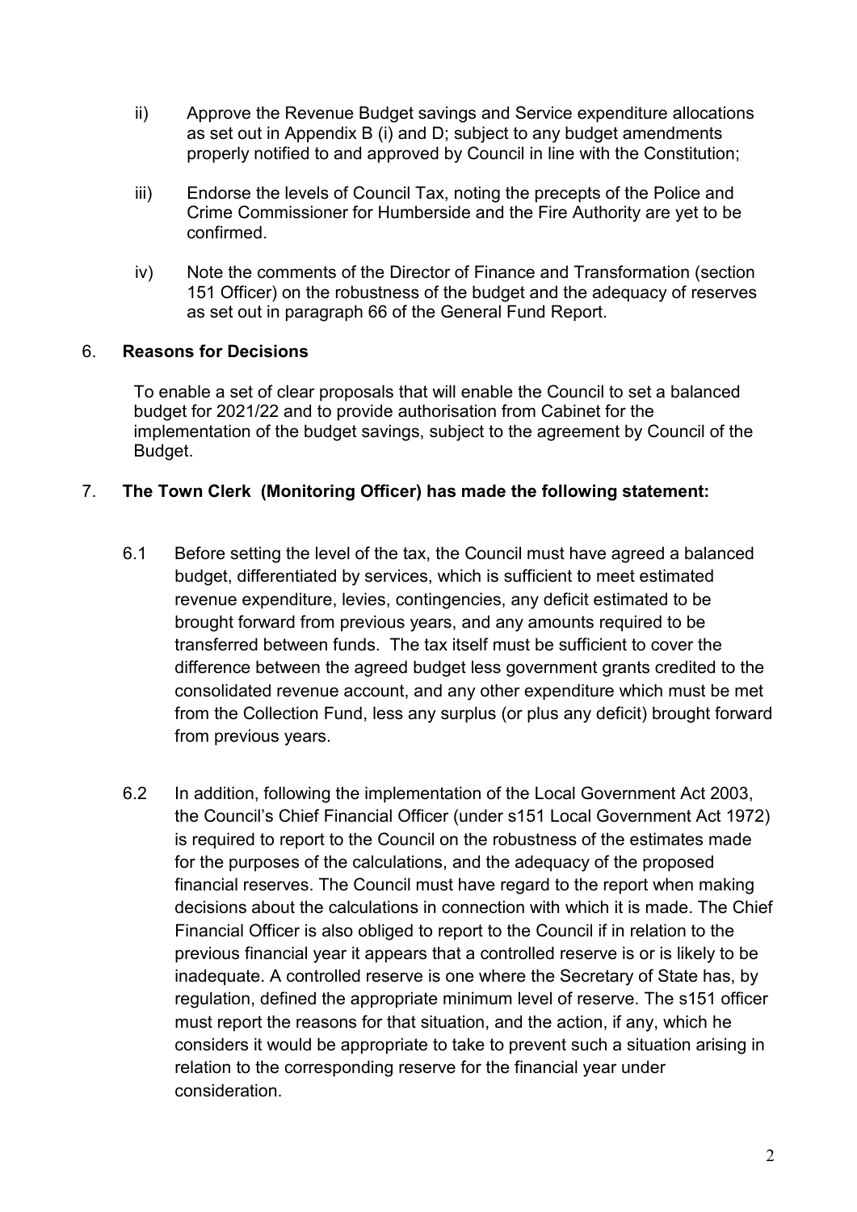ii) Approve the Revenue Budget savings and Service expenditure allocations as set out in Appendix B (i) and D; subject to any budget amendments properly notified to and approved by Council in line with the Constitution;

iii) Endorse the levels of Council Tax, noting the precepts of the Police and Crime Commissioner for Humberside and the Fire Authority are yet to be confirmed.

iv) Note the comments of the Director of Finance and Transformation (section 151 Officer) on the robustness of the budget and the adequacy of reserves as set out in paragraph 66 of the General Fund Report.

## 6. Reasons for Decisions

To enable a set of clear proposals that will enable the Council to set a balanced budget for 2021/22 and to provide authorisation from Cabinet for the implementation of the budget savings, subject to the agreement by Council of the Budget.

## 7. The Town Clerk (Monitoring Officer) has made the following statement:

6.1 Before setting the level of the tax, the Council must have agreed a balanced budget, differentiated by services, which is sufficient to meet estimated revenue expenditure, levies, contingencies, any deficit estimated to be brought forward from previous years, and any amounts required to be transferred between funds. The tax itself must be sufficient to cover the difference between the agreed budget less government grants credited to the consolidated revenue account, and any other expenditure which must be met from the Collection Fund, less any surplus (or plus any deficit) brought forward from previous years.

6.2 In addition, following the implementation of the Local Government Act 2003, the Council's Chief Financial Officer (under s151 Local Government Act 1972) is required to report to the Council on the robustness of the estimates made for the purposes of the calculations, and the adequacy of the proposed financial reserves. The Council must have regard to the report when making decisions about the calculations in connection with which it is made. The Chief Financial Officer is also obliged to report to the Council if in relation to the previous financial year it appears that a controlled reserve is or is likely to be inadequate. A controlled reserve is one where the Secretary of State has, by regulation, defined the appropriate minimum level of reserve. The s151 officer must report the reasons for that situation, and the action, if any, which he considers it would be appropriate to take to prevent such a situation arising in relation to the corresponding reserve for the financial year under consideration.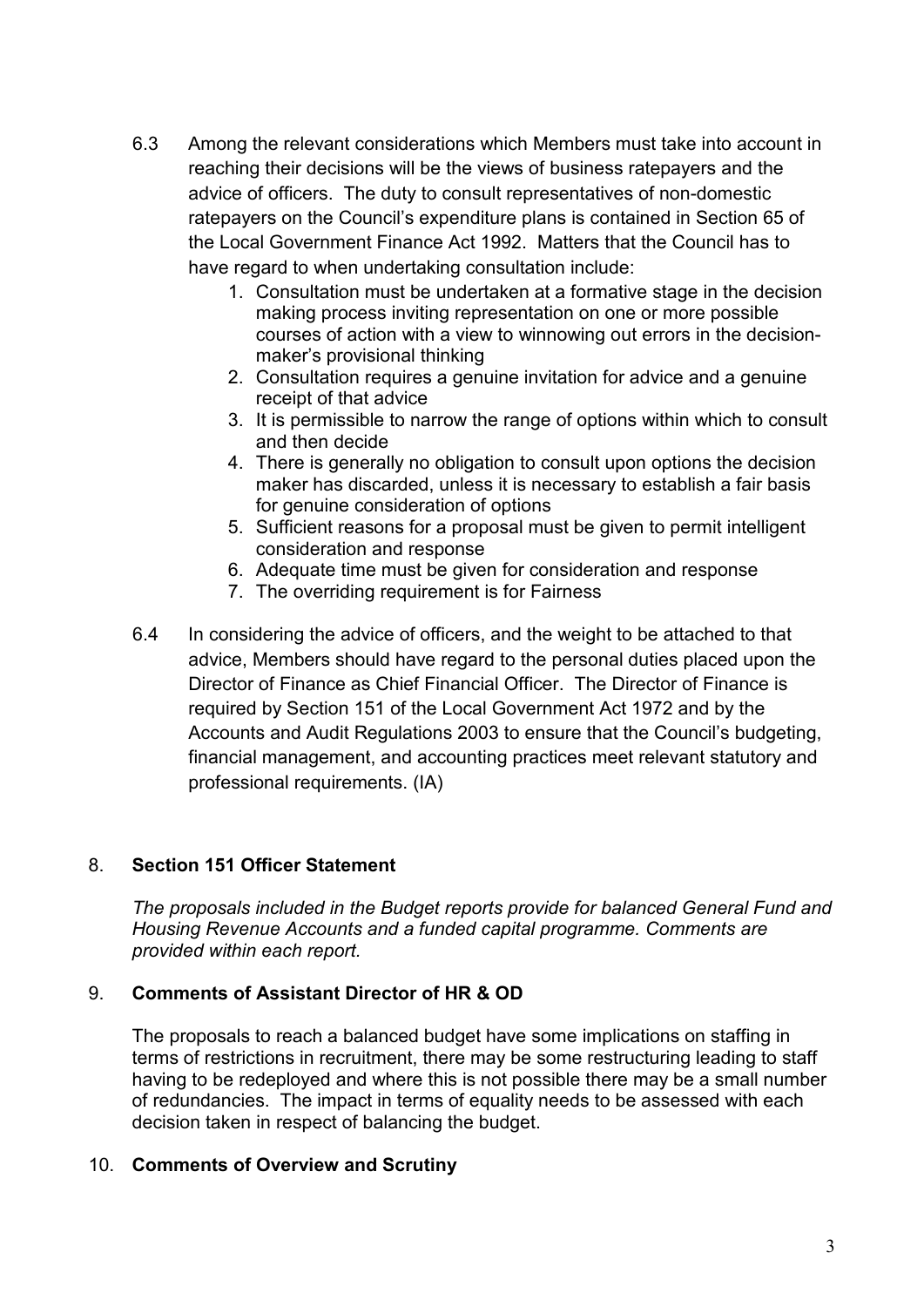6.3 Among the relevant considerations which Members must take into account in reaching their decisions will be the views of business ratepayers and the advice of officers. The duty to consult representatives of non-domestic ratepayers on the Council's expenditure plans is contained in Section 65 of the Local Government Finance Act 1992. Matters that the Council has to have regard to when undertaking consultation include:

1. Consultation must be undertaken at a formative stage in the decision making process inviting representation on one or more possible courses of action with a view to winnowing out errors in the decision-maker's provisional thinking
2. Consultation requires a genuine invitation for advice and a genuine receipt of that advice
3. It is permissible to narrow the range of options within which to consult and then decide
4. There is generally no obligation to consult upon options the decision maker has discarded, unless it is necessary to establish a fair basis for genuine consideration of options
5. Sufficient reasons for a proposal must be given to permit intelligent consideration and response
6. Adequate time must be given for consideration and response
7. The overriding requirement is for Fairness

6.4 In considering the advice of officers, and the weight to be attached to that advice, Members should have regard to the personal duties placed upon the Director of Finance as Chief Financial Officer. The Director of Finance is required by Section 151 of the Local Government Act 1972 and by the Accounts and Audit Regulations 2003 to ensure that the Council's budgeting, financial management, and accounting practices meet relevant statutory and professional requirements. (IA)

## 8. Section 151 Officer Statement

*The proposals included in the Budget reports provide for balanced General Fund and Housing Revenue Accounts and a funded capital programme. Comments are provided within each report.*

## 9. Comments of Assistant Director of HR & OD

The proposals to reach a balanced budget have some implications on staffing in terms of restrictions in recruitment, there may be some restructuring leading to staff having to be redeployed and where this is not possible there may be a small number of redundancies. The impact in terms of equality needs to be assessed with each decision taken in respect of balancing the budget.

## 10. Comments of Overview and Scrutiny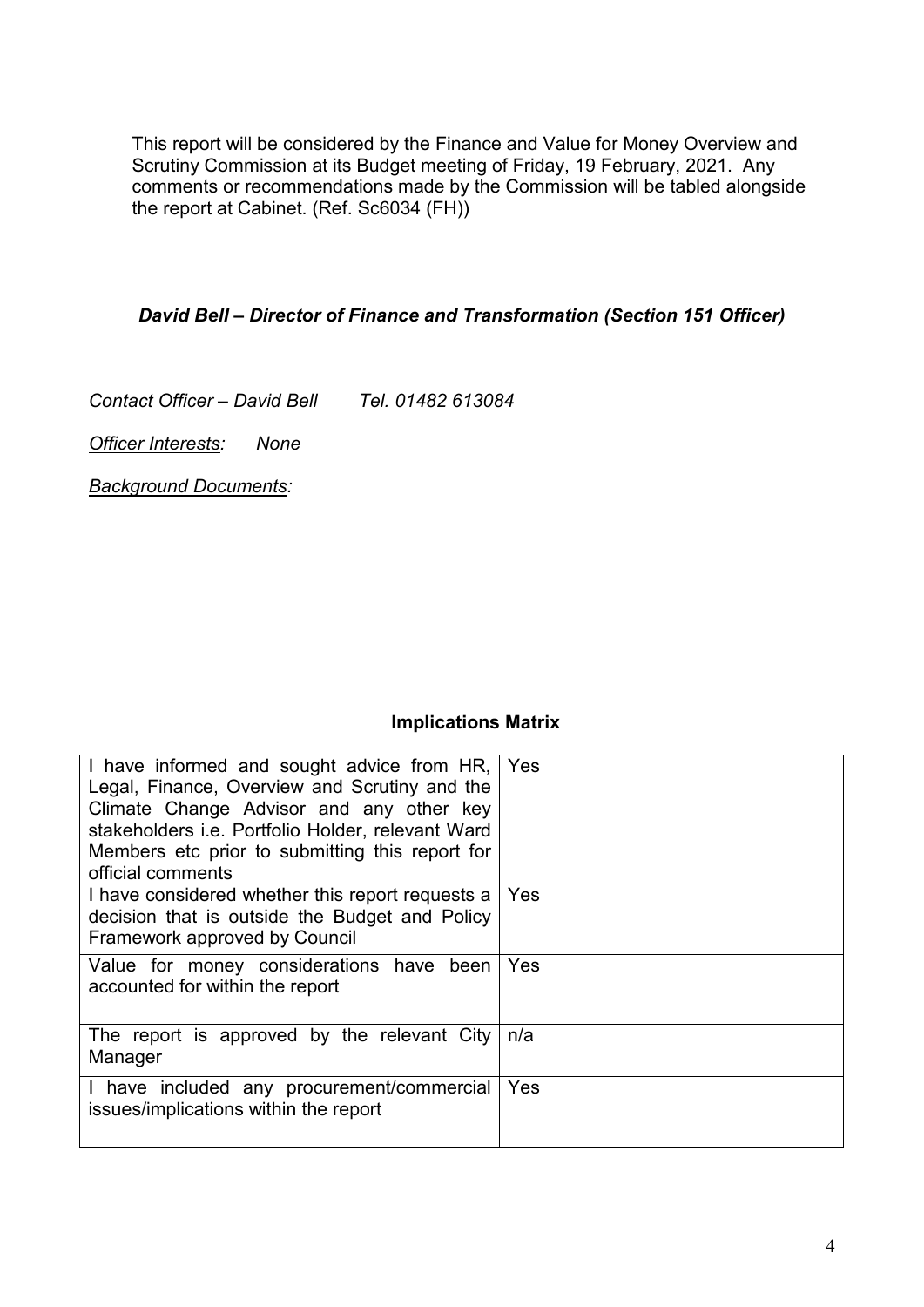This report will be considered by the Finance and Value for Money Overview and Scrutiny Commission at its Budget meeting of Friday, 19 February, 2021. Any comments or recommendations made by the Commission will be tabled alongside the report at Cabinet. (Ref. Sc6034 (FH))

***David Bell – Director of Finance and Transformation (Section 151 Officer)***

*Contact Officer – David Bell Tel. 01482 613084*

*Officer Interests: None*

*Background Documents:*

**Implications Matrix**

| | |
|---|---|
| I have informed and sought advice from HR, Legal, Finance, Overview and Scrutiny and the Climate Change Advisor and any other key stakeholders i.e. Portfolio Holder, relevant Ward Members etc prior to submitting this report for official comments | Yes |
| I have considered whether this report requests a decision that is outside the Budget and Policy Framework approved by Council | Yes |
| Value for money considerations have been accounted for within the report | Yes |
| The report is approved by the relevant City Manager | n/a |
| I have included any procurement/commercial issues/implications within the report | Yes |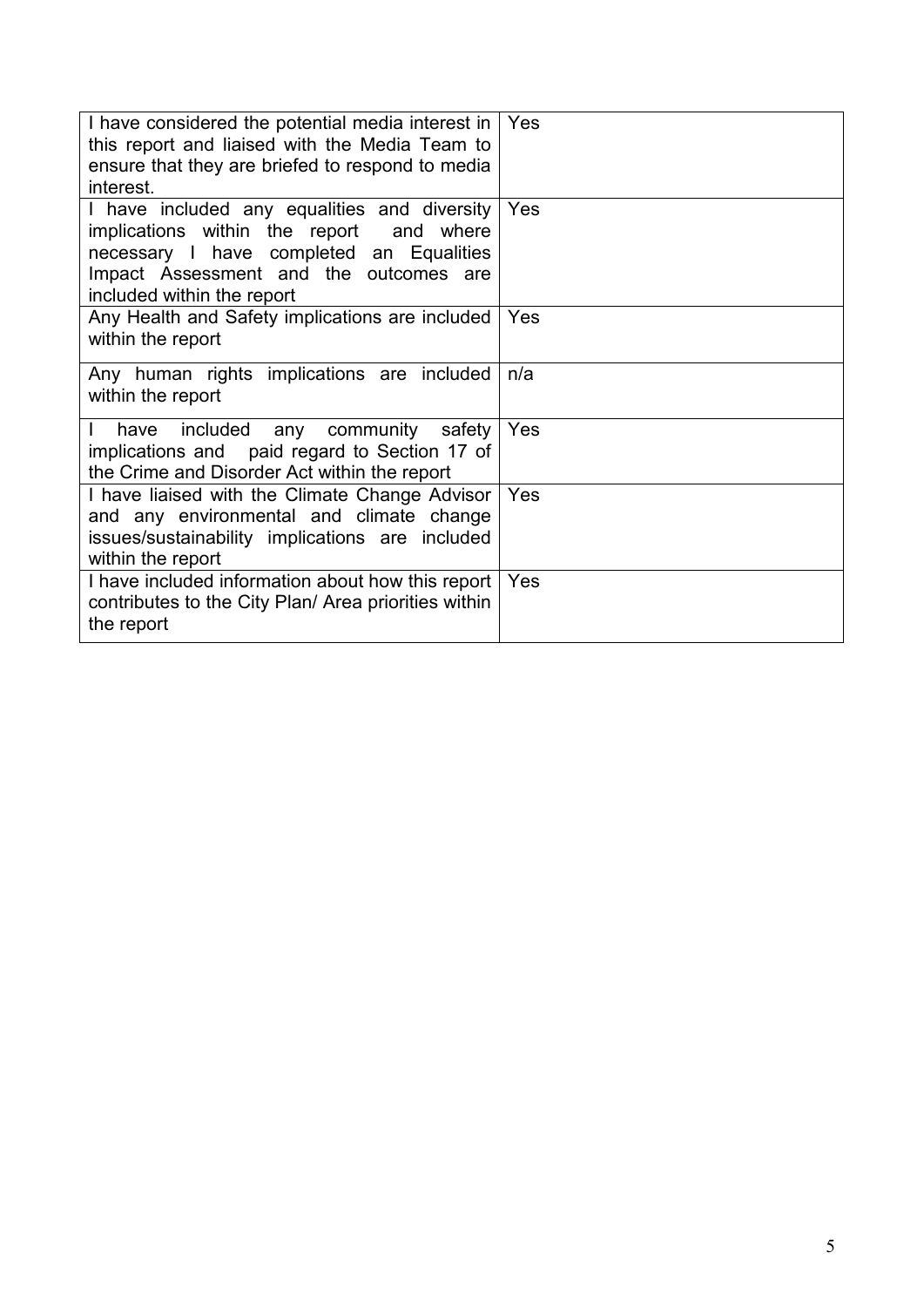| | |
|---|---|
| I have considered the potential media interest in this report and liaised with the Media Team to ensure that they are briefed to respond to media interest. | Yes |
| I have included any equalities and diversity implications within the report and where necessary I have completed an Equalities Impact Assessment and the outcomes are included within the report | Yes |
| Any Health and Safety implications are included within the report | Yes |
| Any human rights implications are included within the report | n/a |
| I have included any community safety implications and paid regard to Section 17 of the Crime and Disorder Act within the report | Yes |
| I have liaised with the Climate Change Advisor and any environmental and climate change issues/sustainability implications are included within the report | Yes |
| I have included information about how this report contributes to the City Plan/ Area priorities within the report | Yes |